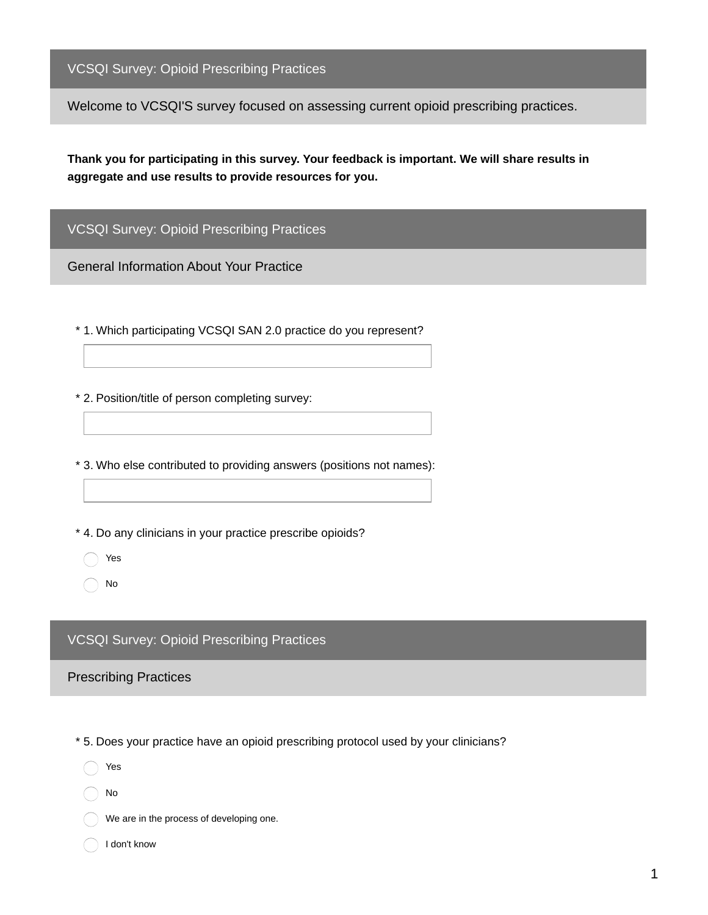## VCSQI Survey: Opioid Prescribing Practices

### Welcome to VCSQI'S survey focused on assessing current opioid prescribing practices.

**Thank you for participating in this survey. Your feedback is important. We will share results in aggregate and use results to provide resources for you.**

## VCSQI Survey: Opioid Prescribing Practices

### General Information About Your Practice

* 1. Which participating VCSQI SAN 2.0 practice do you represent?

* 2. Position/title of person completing survey:

* 3. Who else contributed to providing answers (positions not names):

* 4. Do any clinicians in your practice prescribe opioids?

- Yes
- No

## VCSQI Survey: Opioid Prescribing Practices

### Prescribing Practices

* 5. Does your practice have an opioid prescribing protocol used by your clinicians?

- Yes
- No
- We are in the process of developing one.
- I don't know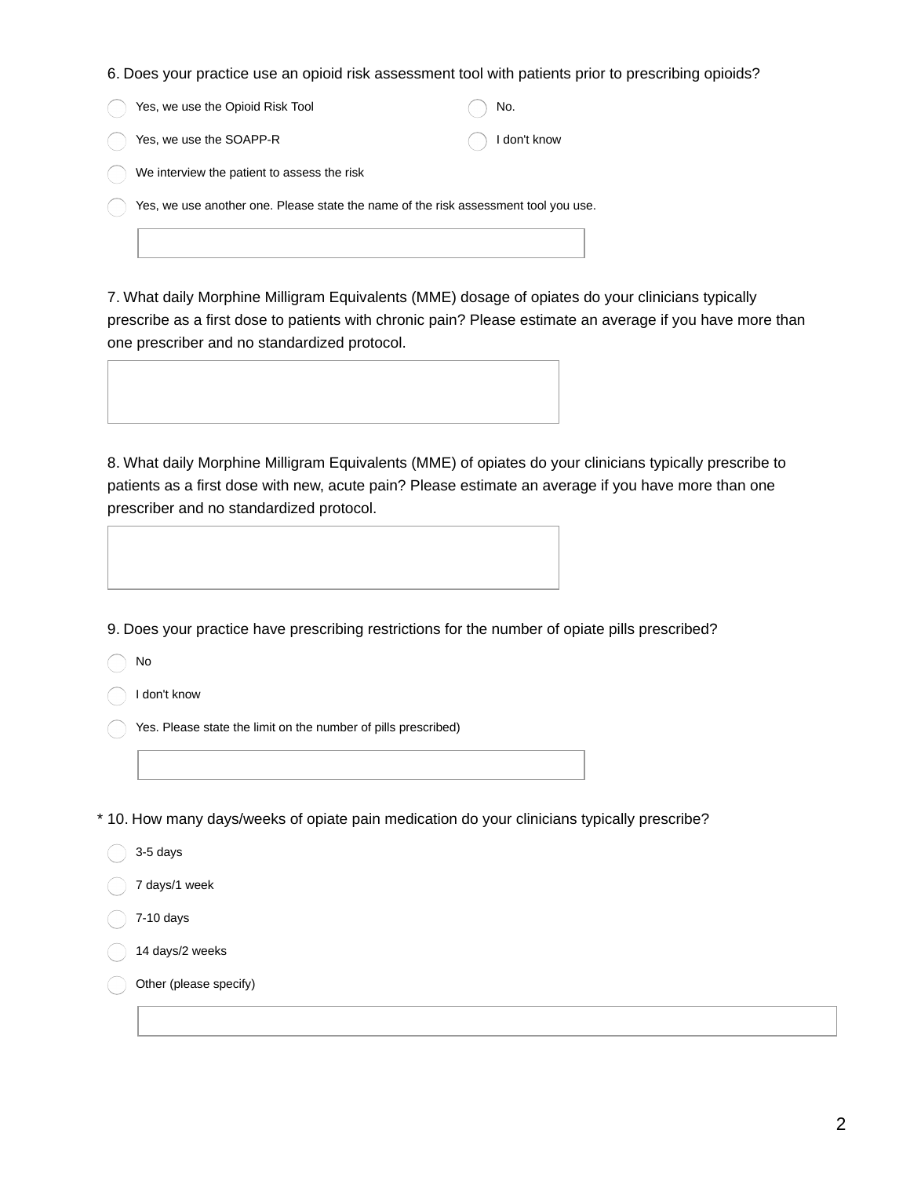6. Does your practice use an opioid risk assessment tool with patients prior to prescribing opioids?

- ◯ Yes, we use the Opioid Risk Tool
- ◯ Yes, we use the SOAPP-R
- ◯ We interview the patient to assess the risk
- ◯ Yes, we use another one. Please state the name of the risk assessment tool you use.
- ◯ No.
- ◯ I don't know

7. What daily Morphine Milligram Equivalents (MME) dosage of opiates do your clinicians typically prescribe as a first dose to patients with chronic pain? Please estimate an average if you have more than one prescriber and no standardized protocol.

8. What daily Morphine Milligram Equivalents (MME) of opiates do your clinicians typically prescribe to patients as a first dose with new, acute pain? Please estimate an average if you have more than one prescriber and no standardized protocol.

9. Does your practice have prescribing restrictions for the number of opiate pills prescribed?

- ◯ No
- ◯ I don't know
- ◯ Yes. Please state the limit on the number of pills prescribed)

* 10. How many days/weeks of opiate pain medication do your clinicians typically prescribe?

- ◯ 3-5 days
- ◯ 7 days/1 week
- ◯ 7-10 days
- ◯ 14 days/2 weeks
- ◯ Other (please specify)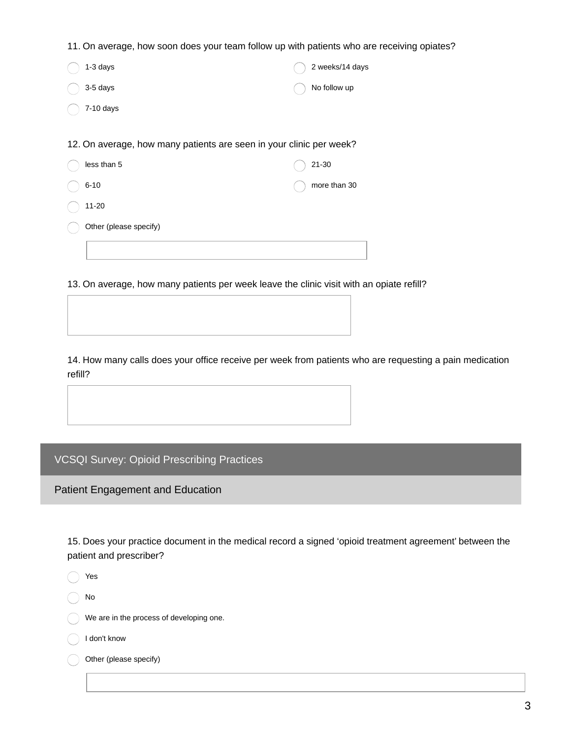11. On average, how soon does your team follow up with patients who are receiving opiates?

- ◯ 1-3 days
- ◯ 3-5 days
- ◯ 7-10 days
- ◯ 2 weeks/14 days
- ◯ No follow up

12. On average, how many patients are seen in your clinic per week?

- ◯ less than 5
- ◯ 6-10
- ◯ 11-20
- ◯ 21-30
- ◯ more than 30
- ◯ Other (please specify)

13. On average, how many patients per week leave the clinic visit with an opiate refill?

14. How many calls does your office receive per week from patients who are requesting a pain medication refill?

## VCSQI Survey: Opioid Prescribing Practices

### Patient Engagement and Education

15. Does your practice document in the medical record a signed 'opioid treatment agreement' between the patient and prescriber?

- ◯ Yes
- ◯ No
- ◯ We are in the process of developing one.
- ◯ I don't know
- ◯ Other (please specify)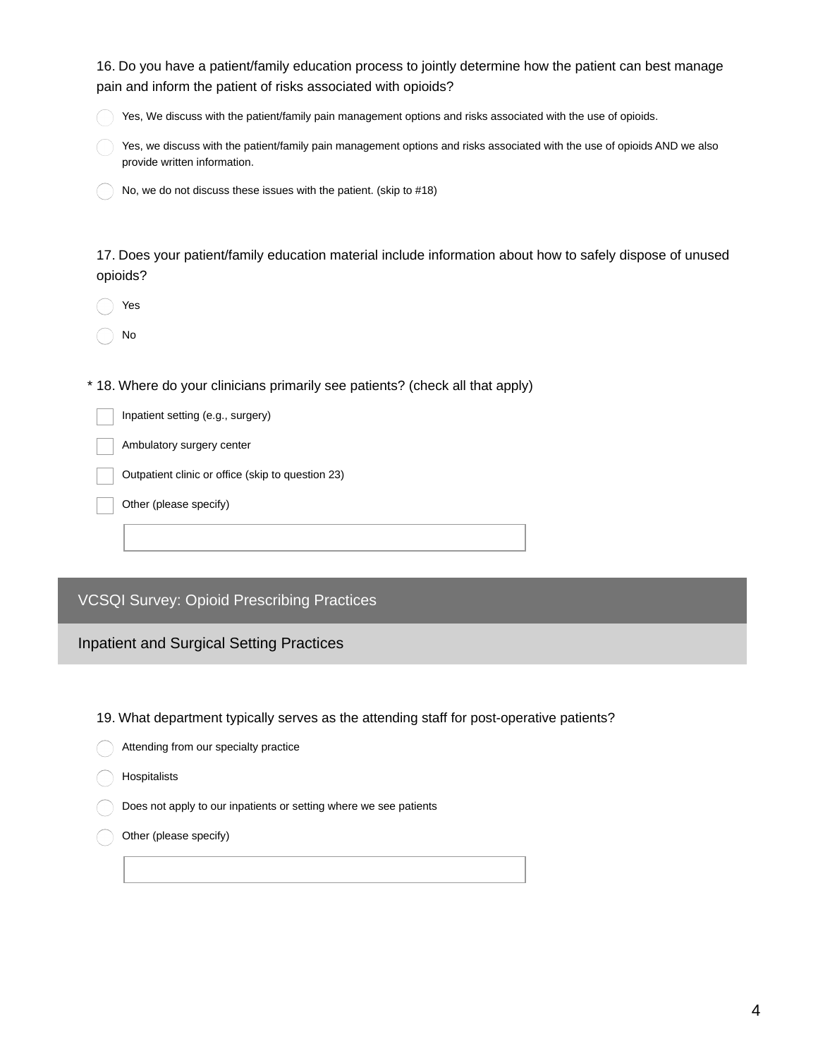16. Do you have a patient/family education process to jointly determine how the patient can best manage pain and inform the patient of risks associated with opioids?

- ◯ Yes, We discuss with the patient/family pain management options and risks associated with the use of opioids.
- ◯ Yes, we discuss with the patient/family pain management options and risks associated with the use of opioids AND we also provide written information.
- ◯ No, we do not discuss these issues with the patient. (skip to #18)

17. Does your patient/family education material include information about how to safely dispose of unused opioids?

- ◯ Yes
- ◯ No

* 18. Where do your clinicians primarily see patients? (check all that apply)

- ☐ Inpatient setting (e.g., surgery)
- ☐ Ambulatory surgery center
- ☐ Outpatient clinic or office (skip to question 23)
- ☐ Other (please specify)

## VCSQI Survey: Opioid Prescribing Practices

### Inpatient and Surgical Setting Practices

19. What department typically serves as the attending staff for post-operative patients?

- ◯ Attending from our specialty practice
- ◯ Hospitalists
- ◯ Does not apply to our inpatients or setting where we see patients
- ◯ Other (please specify)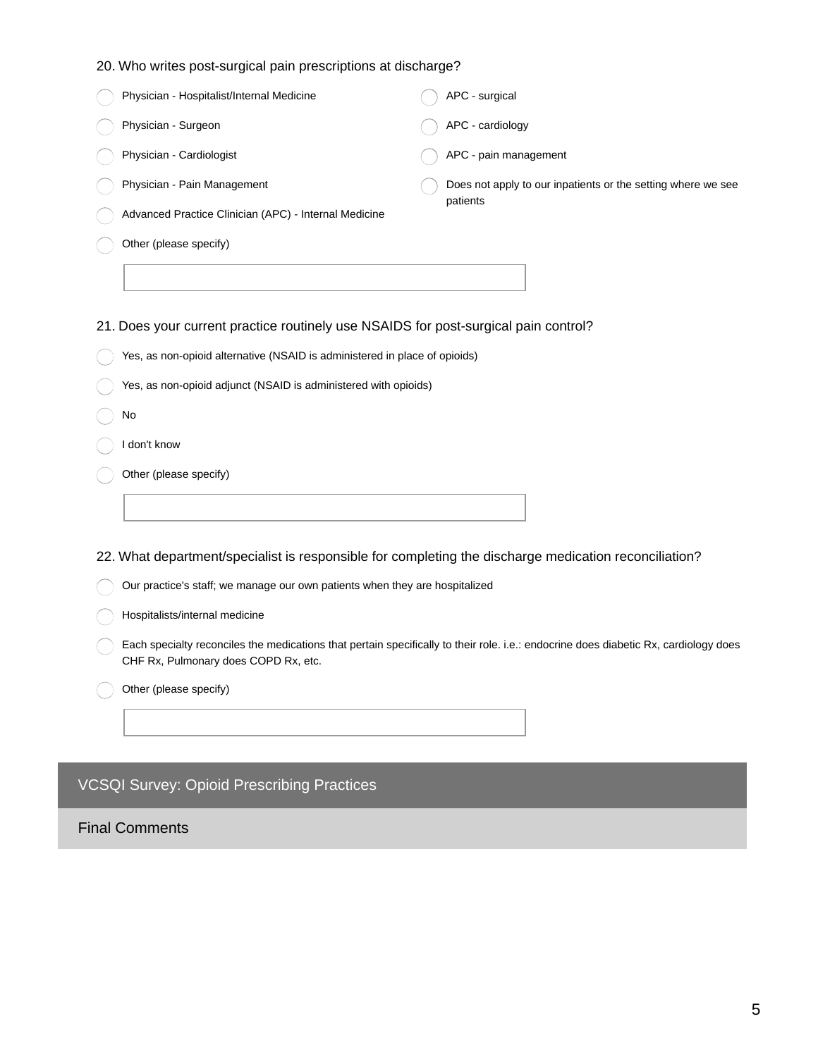20. Who writes post-surgical pain prescriptions at discharge?

- Physician - Hospitalist/Internal Medicine
- Physician - Surgeon
- Physician - Cardiologist
- Physician - Pain Management
- Advanced Practice Clinician (APC) - Internal Medicine
- APC - surgical
- APC - cardiology
- APC - pain management
- Does not apply to our inpatients or the setting where we see patients
- Other (please specify)

21. Does your current practice routinely use NSAIDS for post-surgical pain control?

- Yes, as non-opioid alternative (NSAID is administered in place of opioids)
- Yes, as non-opioid adjunct (NSAID is administered with opioids)
- No
- I don't know
- Other (please specify)

22. What department/specialist is responsible for completing the discharge medication reconciliation?

- Our practice's staff; we manage our own patients when they are hospitalized
- Hospitalists/internal medicine
- Each specialty reconciles the medications that pertain specifically to their role. i.e.: endocrine does diabetic Rx, cardiology does CHF Rx, Pulmonary does COPD Rx, etc.
- Other (please specify)

## VCSQI Survey: Opioid Prescribing Practices

### Final Comments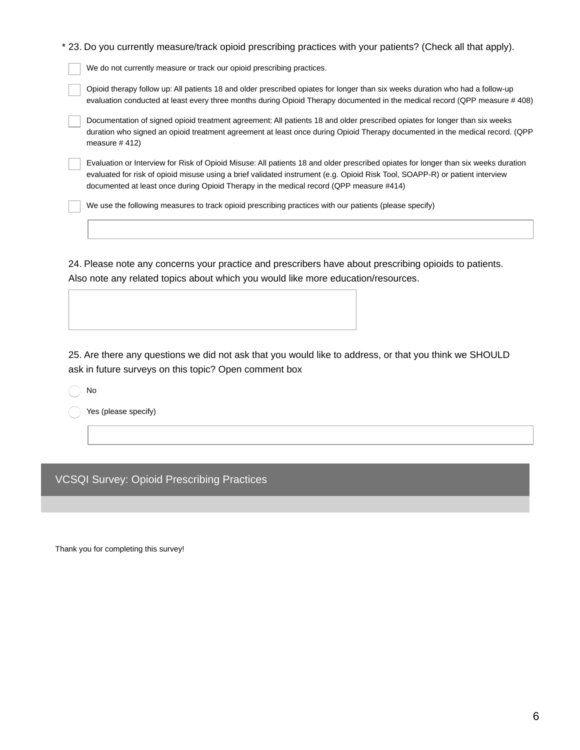\* 23. Do you currently measure/track opioid prescribing practices with your patients? (Check all that apply).

- [ ] We do not currently measure or track our opioid prescribing practices.
- [ ] Opioid therapy follow up: All patients 18 and older prescribed opiates for longer than six weeks duration who had a follow-up evaluation conducted at least every three months during Opioid Therapy documented in the medical record (QPP measure # 408)
- [ ] Documentation of signed opioid treatment agreement: All patients 18 and older prescribed opiates for longer than six weeks duration who signed an opioid treatment agreement at least once during Opioid Therapy documented in the medical record. (QPP measure # 412)
- [ ] Evaluation or Interview for Risk of Opioid Misuse: All patients 18 and older prescribed opiates for longer than six weeks duration evaluated for risk of opioid misuse using a brief validated instrument (e.g. Opioid Risk Tool, SOAPP-R) or patient interview documented at least once during Opioid Therapy in the medical record (QPP measure #414)
- [ ] We use the following measures to track opioid prescribing practices with our patients (please specify)

24. Please note any concerns your practice and prescribers have about prescribing opioids to patients. Also note any related topics about which you would like more education/resources.

25. Are there any questions we did not ask that you would like to address, or that you think we SHOULD ask in future surveys on this topic? Open comment box

- ( ) No
- ( ) Yes (please specify)

## VCSQI Survey: Opioid Prescribing Practices

Thank you for completing this survey!